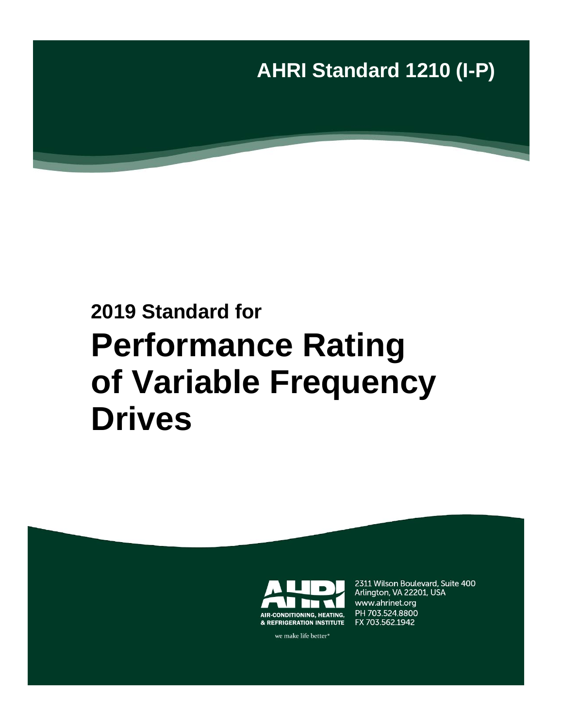AHRI Standard 1210 (I-P)

**2019 Standard for**

# Performance Rating of Variable Frequency Drives

AIR-CONDITIONING, HEATING, & REFRIGERATION INSTITUTE

we make life better®

2311 Wilson Boulevard, Suite 400
Arlington, VA 22201, USA
www.ahrinet.org
PH 703.524.8800
FX 703.562.1942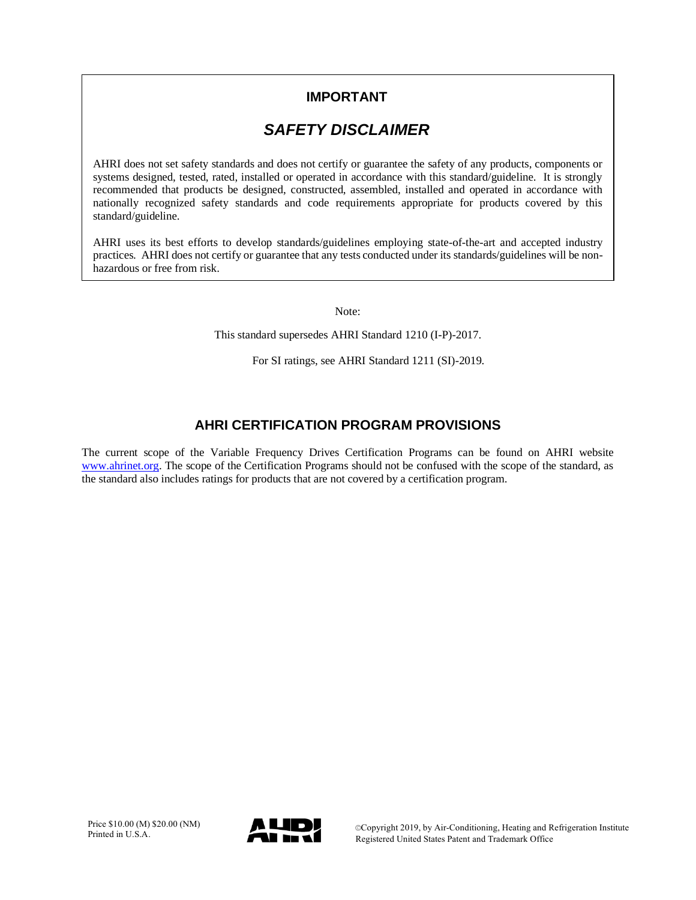## IMPORTANT

## *SAFETY DISCLAIMER*

AHRI does not set safety standards and does not certify or guarantee the safety of any products, components or systems designed, tested, rated, installed or operated in accordance with this standard/guideline. It is strongly recommended that products be designed, constructed, assembled, installed and operated in accordance with nationally recognized safety standards and code requirements appropriate for products covered by this standard/guideline.

AHRI uses its best efforts to develop standards/guidelines employing state-of-the-art and accepted industry practices. AHRI does not certify or guarantee that any tests conducted under its standards/guidelines will be non-hazardous or free from risk.

Note:

This standard supersedes AHRI Standard 1210 (I-P)-2017.

For SI ratings, see AHRI Standard 1211 (SI)-2019.

## AHRI CERTIFICATION PROGRAM PROVISIONS

The current scope of the Variable Frequency Drives Certification Programs can be found on AHRI website www.ahrinet.org. The scope of the Certification Programs should not be confused with the scope of the standard, as the standard also includes ratings for products that are not covered by a certification program.

Price $10.00 (M) $20.00 (NM)
Printed in U.S.A.

©Copyright 2019, by Air-Conditioning, Heating and Refrigeration Institute
Registered United States Patent and Trademark Office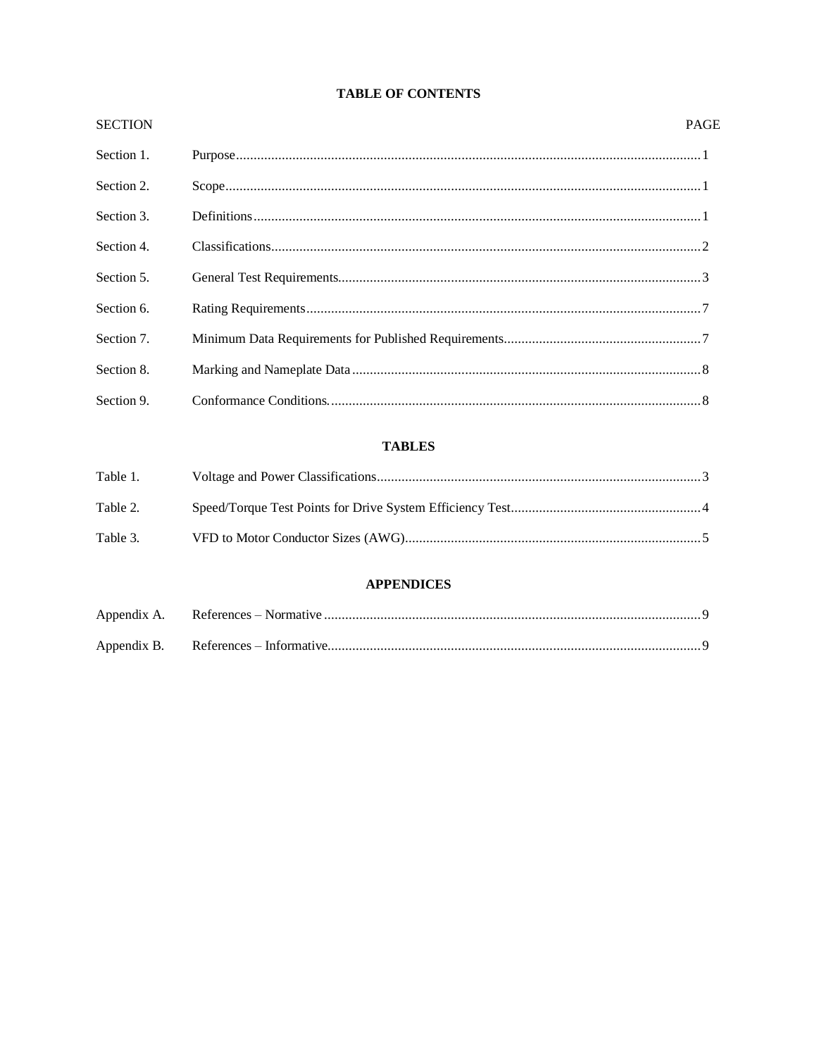# TABLE OF CONTENTS

| SECTION | | PAGE |
|---|---|---|
| Section 1. | Purpose | 1 |
| Section 2. | Scope | 1 |
| Section 3. | Definitions | 1 |
| Section 4. | Classifications | 2 |
| Section 5. | General Test Requirements | 3 |
| Section 6. | Rating Requirements | 7 |
| Section 7. | Minimum Data Requirements for Published Requirements | 7 |
| Section 8. | Marking and Nameplate Data | 8 |
| Section 9. | Conformance Conditions | 8 |

## TABLES

| | | |
|---|---|---|
| Table 1. | Voltage and Power Classifications | 3 |
| Table 2. | Speed/Torque Test Points for Drive System Efficiency Test | 4 |
| Table 3. | VFD to Motor Conductor Sizes (AWG) | 5 |

## APPENDICES

| | | |
|---|---|---|
| Appendix A. | References – Normative | 9 |
| Appendix B. | References – Informative | 9 |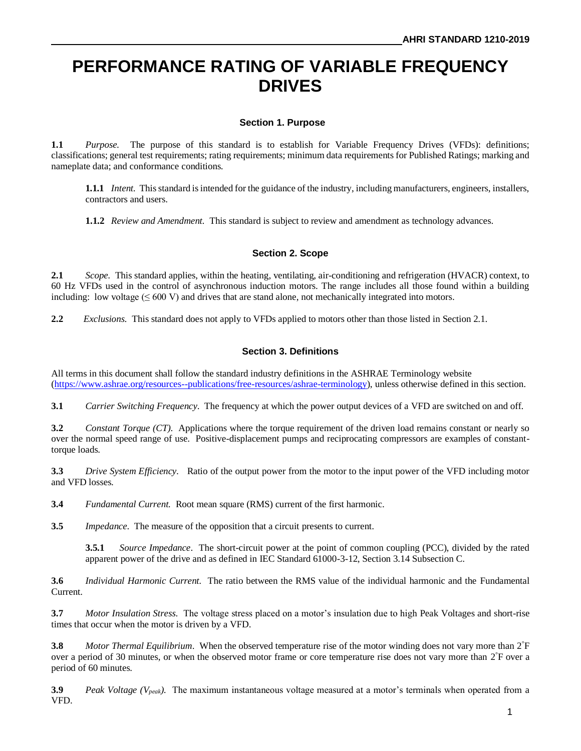# PERFORMANCE RATING OF VARIABLE FREQUENCY DRIVES

## Section 1. Purpose

**1.1** *Purpose.* The purpose of this standard is to establish for Variable Frequency Drives (VFDs): definitions; classifications; general test requirements; rating requirements; minimum data requirements for Published Ratings; marking and nameplate data; and conformance conditions.

**1.1.1** *Intent.* This standard is intended for the guidance of the industry, including manufacturers, engineers, installers, contractors and users.

**1.1.2** *Review and Amendment.* This standard is subject to review and amendment as technology advances.

## Section 2. Scope

**2.1** *Scope.* This standard applies, within the heating, ventilating, air-conditioning and refrigeration (HVACR) context, to 60 Hz VFDs used in the control of asynchronous induction motors. The range includes all those found within a building including: low voltage ($\leq$ 600 V) and drives that are stand alone, not mechanically integrated into motors.

**2.2** *Exclusions.* This standard does not apply to VFDs applied to motors other than those listed in Section 2.1.

## Section 3. Definitions

All terms in this document shall follow the standard industry definitions in the ASHRAE Terminology website (https://www.ashrae.org/resources--publications/free-resources/ashrae-terminology), unless otherwise defined in this section.

**3.1** *Carrier Switching Frequency*. The frequency at which the power output devices of a VFD are switched on and off.

**3.2** *Constant Torque (CT).* Applications where the torque requirement of the driven load remains constant or nearly so over the normal speed range of use. Positive-displacement pumps and reciprocating compressors are examples of constant-torque loads.

**3.3** *Drive System Efficiency*. Ratio of the output power from the motor to the input power of the VFD including motor and VFD losses.

**3.4** *Fundamental Current.* Root mean square (RMS) current of the first harmonic.

**3.5** *Impedance*. The measure of the opposition that a circuit presents to current.

**3.5.1** *Source Impedance*. The short-circuit power at the point of common coupling (PCC), divided by the rated apparent power of the drive and as defined in IEC Standard 61000-3-12, Section 3.14 Subsection C.

**3.6** *Individual Harmonic Current.* The ratio between the RMS value of the individual harmonic and the Fundamental Current.

**3.7** *Motor Insulation Stress.* The voltage stress placed on a motor's insulation due to high Peak Voltages and short-rise times that occur when the motor is driven by a VFD.

**3.8** *Motor Thermal Equilibrium*. When the observed temperature rise of the motor winding does not vary more than 2°F over a period of 30 minutes, or when the observed motor frame or core temperature rise does not vary more than 2°F over a period of 60 minutes.

**3.9** *Peak Voltage ($V_{peak}$).* The maximum instantaneous voltage measured at a motor's terminals when operated from a VFD.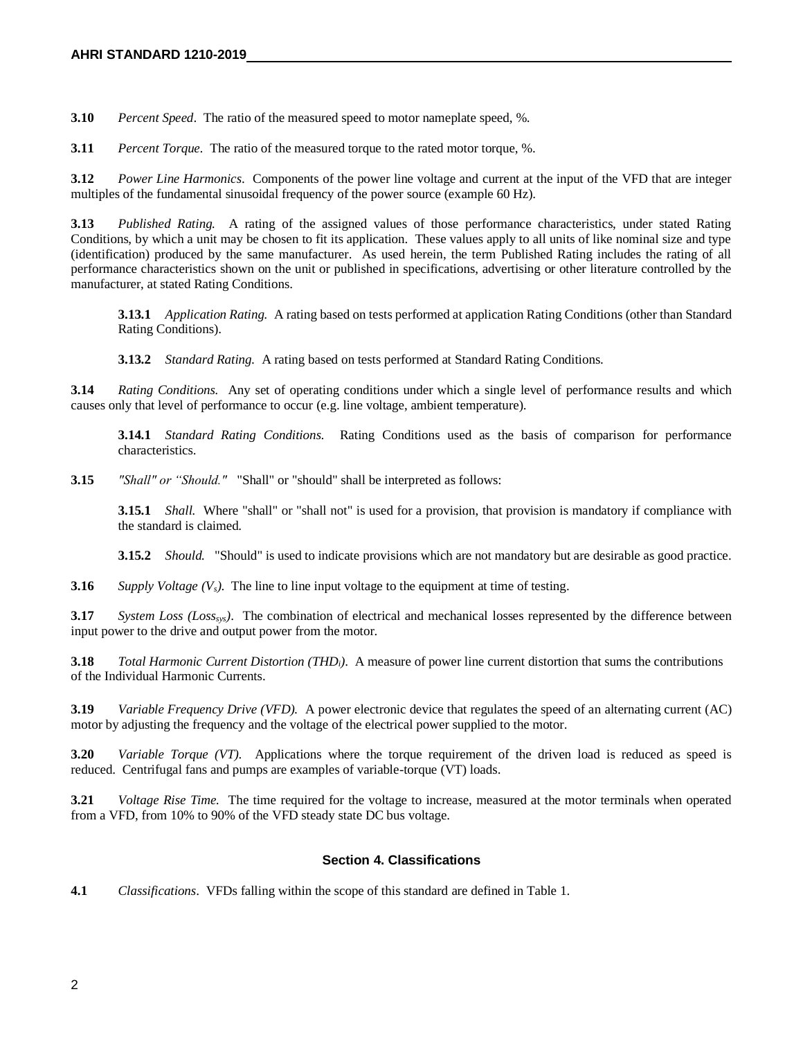**3.10** *Percent Speed*. The ratio of the measured speed to motor nameplate speed, %.

**3.11** *Percent Torque*. The ratio of the measured torque to the rated motor torque, %.

**3.12** *Power Line Harmonics*. Components of the power line voltage and current at the input of the VFD that are integer multiples of the fundamental sinusoidal frequency of the power source (example 60 Hz).

**3.13** *Published Rating.* A rating of the assigned values of those performance characteristics, under stated Rating Conditions, by which a unit may be chosen to fit its application. These values apply to all units of like nominal size and type (identification) produced by the same manufacturer. As used herein, the term Published Rating includes the rating of all performance characteristics shown on the unit or published in specifications, advertising or other literature controlled by the manufacturer, at stated Rating Conditions.

> **3.13.1** *Application Rating.* A rating based on tests performed at application Rating Conditions (other than Standard Rating Conditions).
>
> **3.13.2** *Standard Rating.* A rating based on tests performed at Standard Rating Conditions.

**3.14** *Rating Conditions.* Any set of operating conditions under which a single level of performance results and which causes only that level of performance to occur (e.g. line voltage, ambient temperature).

> **3.14.1** *Standard Rating Conditions.* Rating Conditions used as the basis of comparison for performance characteristics.

**3.15** *"Shall" or "Should."* "Shall" or "should" shall be interpreted as follows:

> **3.15.1** *Shall.* Where "shall" or "shall not" is used for a provision, that provision is mandatory if compliance with the standard is claimed.
>
> **3.15.2** *Should.* "Should" is used to indicate provisions which are not mandatory but are desirable as good practice.

**3.16** *Supply Voltage ($V_s$).* The line to line input voltage to the equipment at time of testing.

**3.17** *System Loss ($Loss_{sys}$).* The combination of electrical and mechanical losses represented by the difference between input power to the drive and output power from the motor.

**3.18** *Total Harmonic Current Distortion ($THD_I$).* A measure of power line current distortion that sums the contributions of the Individual Harmonic Currents.

**3.19** *Variable Frequency Drive (VFD).* A power electronic device that regulates the speed of an alternating current (AC) motor by adjusting the frequency and the voltage of the electrical power supplied to the motor.

**3.20** *Variable Torque (VT).* Applications where the torque requirement of the driven load is reduced as speed is reduced. Centrifugal fans and pumps are examples of variable-torque (VT) loads.

**3.21** *Voltage Rise Time.* The time required for the voltage to increase, measured at the motor terminals when operated from a VFD, from 10% to 90% of the VFD steady state DC bus voltage.

## Section 4. Classifications

**4.1** *Classifications*. VFDs falling within the scope of this standard are defined in Table 1.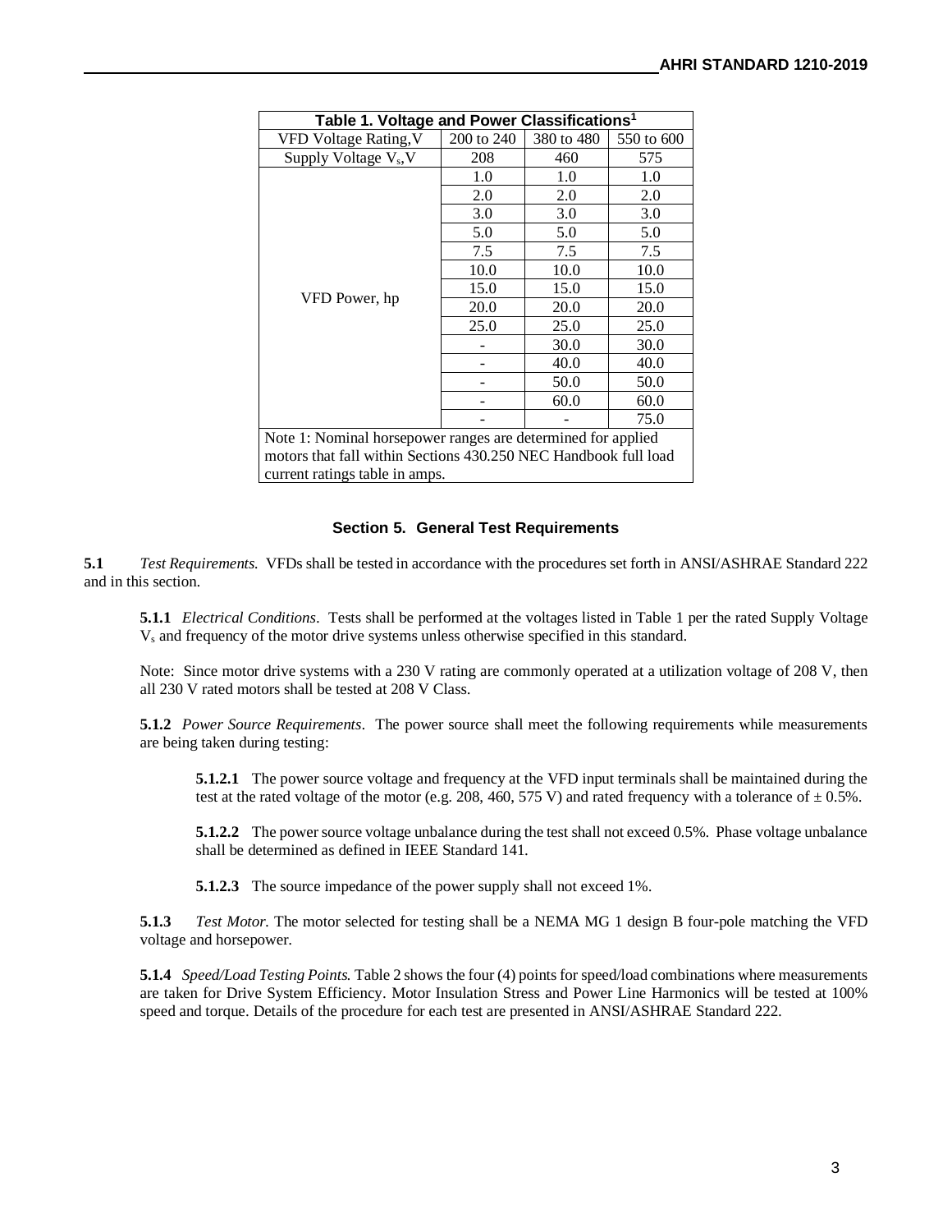**Table 1. Voltage and Power Classifications[1]**

| VFD Voltage Rating, V | 200 to 240 | 380 to 480 | 550 to 600 |
|---|---|---|---|
| Supply Voltage $V_s$, V | 208 | 460 | 575 |
| VFD Power, hp | 1.0 | 1.0 | 1.0 |
| | 2.0 | 2.0 | 2.0 |
| | 3.0 | 3.0 | 3.0 |
| | 5.0 | 5.0 | 5.0 |
| | 7.5 | 7.5 | 7.5 |
| | 10.0 | 10.0 | 10.0 |
| | 15.0 | 15.0 | 15.0 |
| | 20.0 | 20.0 | 20.0 |
| | 25.0 | 25.0 | 25.0 |
| | - | 30.0 | 30.0 |
| | - | 40.0 | 40.0 |
| | - | 50.0 | 50.0 |
| | - | 60.0 | 60.0 |
| | - | - | 75.0 |

Note 1: Nominal horsepower ranges are determined for applied motors that fall within Sections 430.250 NEC Handbook full load current ratings table in amps.

## Section 5. General Test Requirements

**5.1** *Test Requirements.* VFDs shall be tested in accordance with the procedures set forth in ANSI/ASHRAE Standard 222 and in this section.

**5.1.1** *Electrical Conditions*. Tests shall be performed at the voltages listed in Table 1 per the rated Supply Voltage $V_s$ and frequency of the motor drive systems unless otherwise specified in this standard.

Note: Since motor drive systems with a 230 V rating are commonly operated at a utilization voltage of 208 V, then all 230 V rated motors shall be tested at 208 V Class.

**5.1.2** *Power Source Requirements*. The power source shall meet the following requirements while measurements are being taken during testing:

**5.1.2.1** The power source voltage and frequency at the VFD input terminals shall be maintained during the test at the rated voltage of the motor (e.g. 208, 460, 575 V) and rated frequency with a tolerance of ± 0.5%.

**5.1.2.2** The power source voltage unbalance during the test shall not exceed 0.5%. Phase voltage unbalance shall be determined as defined in IEEE Standard 141.

**5.1.2.3** The source impedance of the power supply shall not exceed 1%.

**5.1.3** *Test Motor.* The motor selected for testing shall be a NEMA MG 1 design B four-pole matching the VFD voltage and horsepower.

**5.1.4** *Speed/Load Testing Points.* Table 2 shows the four (4) points for speed/load combinations where measurements are taken for Drive System Efficiency. Motor Insulation Stress and Power Line Harmonics will be tested at 100% speed and torque. Details of the procedure for each test are presented in ANSI/ASHRAE Standard 222.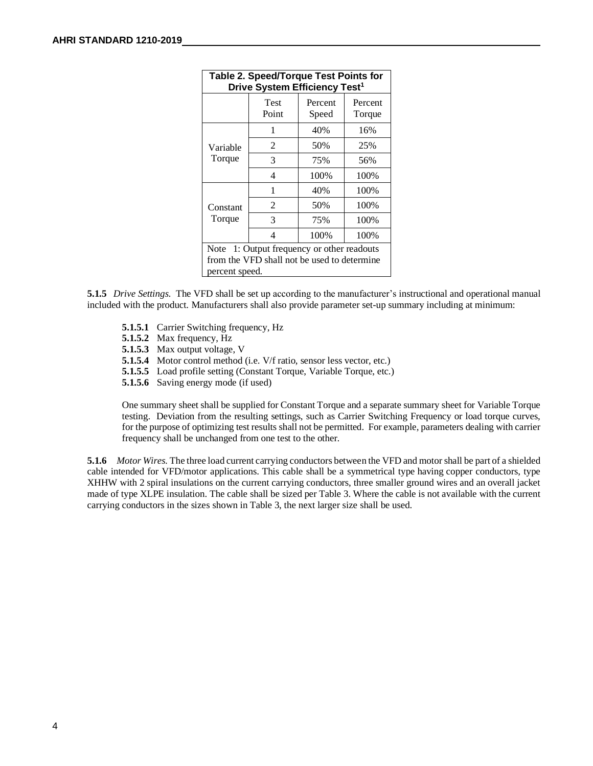**Table 2. Speed/Torque Test Points for Drive System Efficiency Test[1]**

| | Test Point | Percent Speed | Percent Torque |
|---|---|---|---|
| Variable Torque | 1 | 40% | 16% |
| | 2 | 50% | 25% |
| | 3 | 75% | 56% |
| | 4 | 100% | 100% |
| Constant Torque | 1 | 40% | 100% |
| | 2 | 50% | 100% |
| | 3 | 75% | 100% |
| | 4 | 100% | 100% |

Note 1: Output frequency or other readouts from the VFD shall not be used to determine percent speed.

**5.1.5** *Drive Settings.* The VFD shall be set up according to the manufacturer's instructional and operational manual included with the product. Manufacturers shall also provide parameter set-up summary including at minimum:

- **5.1.5.1** Carrier Switching frequency, Hz
- **5.1.5.2** Max frequency, Hz
- **5.1.5.3** Max output voltage, V
- **5.1.5.4** Motor control method (i.e. V/f ratio, sensor less vector, etc.)
- **5.1.5.5** Load profile setting (Constant Torque, Variable Torque, etc.)
- **5.1.5.6** Saving energy mode (if used)

One summary sheet shall be supplied for Constant Torque and a separate summary sheet for Variable Torque testing. Deviation from the resulting settings, such as Carrier Switching Frequency or load torque curves, for the purpose of optimizing test results shall not be permitted. For example, parameters dealing with carrier frequency shall be unchanged from one test to the other.

**5.1.6** *Motor Wires.* The three load current carrying conductors between the VFD and motor shall be part of a shielded cable intended for VFD/motor applications. This cable shall be a symmetrical type having copper conductors, type XHHW with 2 spiral insulations on the current carrying conductors, three smaller ground wires and an overall jacket made of type XLPE insulation. The cable shall be sized per Table 3. Where the cable is not available with the current carrying conductors in the sizes shown in Table 3, the next larger size shall be used.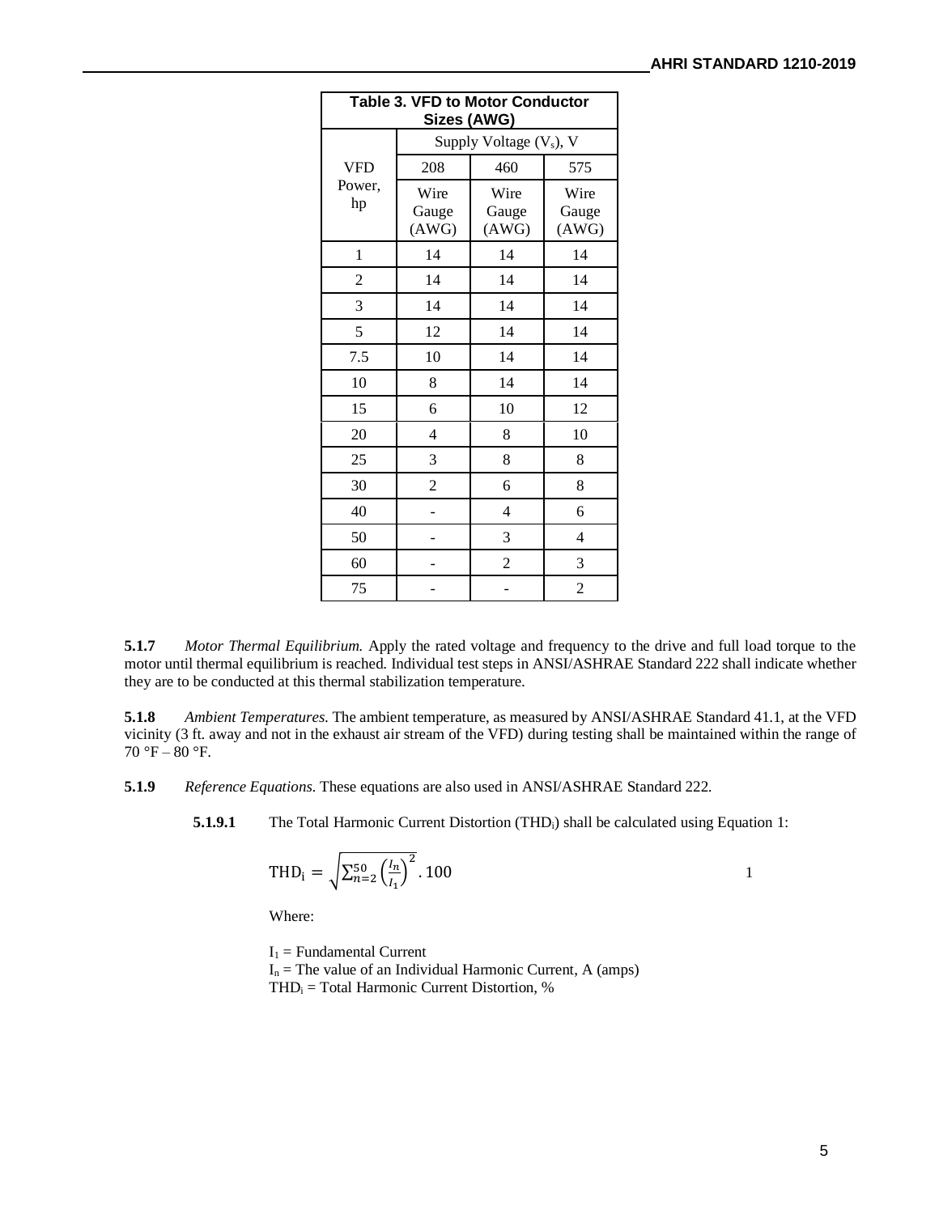**Table 3. VFD to Motor Conductor Sizes (AWG)**

| VFD Power, hp | Supply Voltage ($V_s$), V | | |
|---|---|---|---|
| | 208 | 460 | 575 |
| | Wire Gauge (AWG) | Wire Gauge (AWG) | Wire Gauge (AWG) |
| 1 | 14 | 14 | 14 |
| 2 | 14 | 14 | 14 |
| 3 | 14 | 14 | 14 |
| 5 | 12 | 14 | 14 |
| 7.5 | 10 | 14 | 14 |
| 10 | 8 | 14 | 14 |
| 15 | 6 | 10 | 12 |
| 20 | 4 | 8 | 10 |
| 25 | 3 | 8 | 8 |
| 30 | 2 | 6 | 8 |
| 40 | - | 4 | 6 |
| 50 | - | 3 | 4 |
| 60 | - | 2 | 3 |
| 75 | - | - | 2 |

**5.1.7** *Motor Thermal Equilibrium.* Apply the rated voltage and frequency to the drive and full load torque to the motor until thermal equilibrium is reached. Individual test steps in ANSI/ASHRAE Standard 222 shall indicate whether they are to be conducted at this thermal stabilization temperature.

**5.1.8** *Ambient Temperatures.* The ambient temperature, as measured by ANSI/ASHRAE Standard 41.1, at the VFD vicinity (3 ft. away and not in the exhaust air stream of the VFD) during testing shall be maintained within the range of 70 °F – 80 °F.

**5.1.9** *Reference Equations.* These equations are also used in ANSI/ASHRAE Standard 222.

**5.1.9.1** The Total Harmonic Current Distortion ($THD_i$) shall be calculated using Equation 1:

$$\mathrm{THD_i} = \sqrt{\sum_{n=2}^{50}\left(\frac{I_n}{I_1}\right)^2}\,.\,100 \qquad (1)$$

Where:

$I_1$ = Fundamental Current
$I_n$ = The value of an Individual Harmonic Current, A (amps)
$THD_i$ = Total Harmonic Current Distortion, %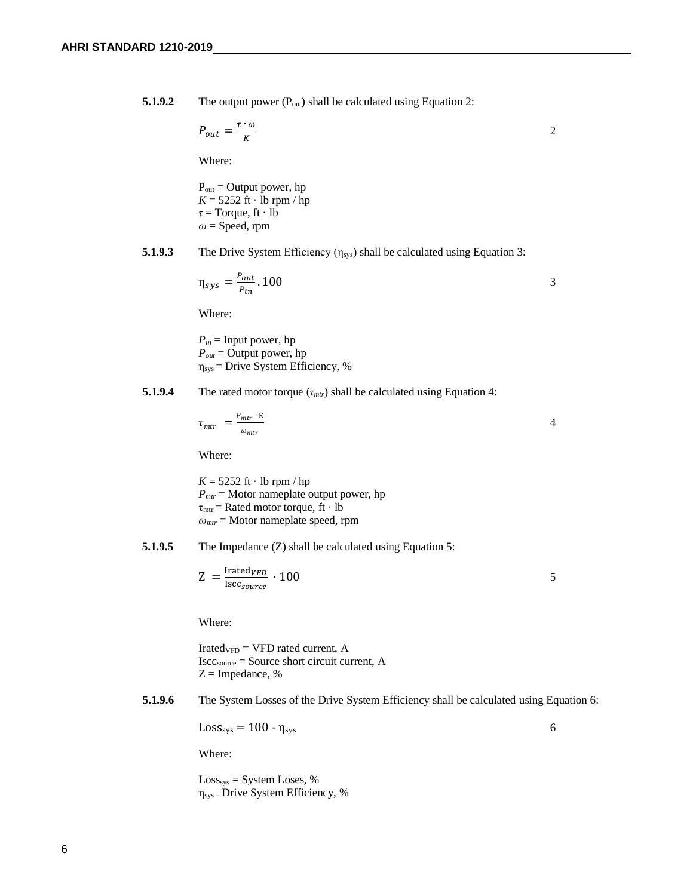**5.1.9.2** The output power ($P_{out}$) shall be calculated using Equation 2:

$$P_{out} = \frac{\tau \cdot \omega}{K} \quad (2)$$

Where:

$P_{out}$ = Output power, hp
$K$ = 5252 ft · lb rpm / hp
$\tau$ = Torque, ft · lb
$\omega$ = Speed, rpm

**5.1.9.3** The Drive System Efficiency ($\eta_{sys}$) shall be calculated using Equation 3:

$$\eta_{sys} = \frac{P_{out}}{P_{in}} . 100 \quad (3)$$

Where:

$P_{in}$ = Input power, hp
$P_{out}$ = Output power, hp
$\eta_{sys}$ = Drive System Efficiency, %

**5.1.9.4** The rated motor torque ($\tau_{mtr}$) shall be calculated using Equation 4:

$$\tau_{mtr} = \frac{P_{mtr} \cdot K}{\omega_{mtr}} \quad (4)$$

Where:

$K$ = 5252 ft · lb rpm / hp
$P_{mtr}$ = Motor nameplate output power, hp
$\tau_{mtr}$ = Rated motor torque, ft · lb
$\omega_{mtr}$ = Motor nameplate speed, rpm

**5.1.9.5** The Impedance (Z) shall be calculated using Equation 5:

$$Z = \frac{\text{Irated}_{VFD}}{\text{Iscc}_{source}} \cdot 100 \quad (5)$$

Where:

$\text{Irated}_{VFD}$ = VFD rated current, A
$\text{Iscc}_{source}$ = Source short circuit current, A
Z = Impedance, %

**5.1.9.6** The System Losses of the Drive System Efficiency shall be calculated using Equation 6:

$$\text{Loss}_{sys} = 100 - \eta_{sys} \quad (6)$$

Where:

$\text{Loss}_{sys}$ = System Loses, %
$\eta_{sys}$ = Drive System Efficiency, %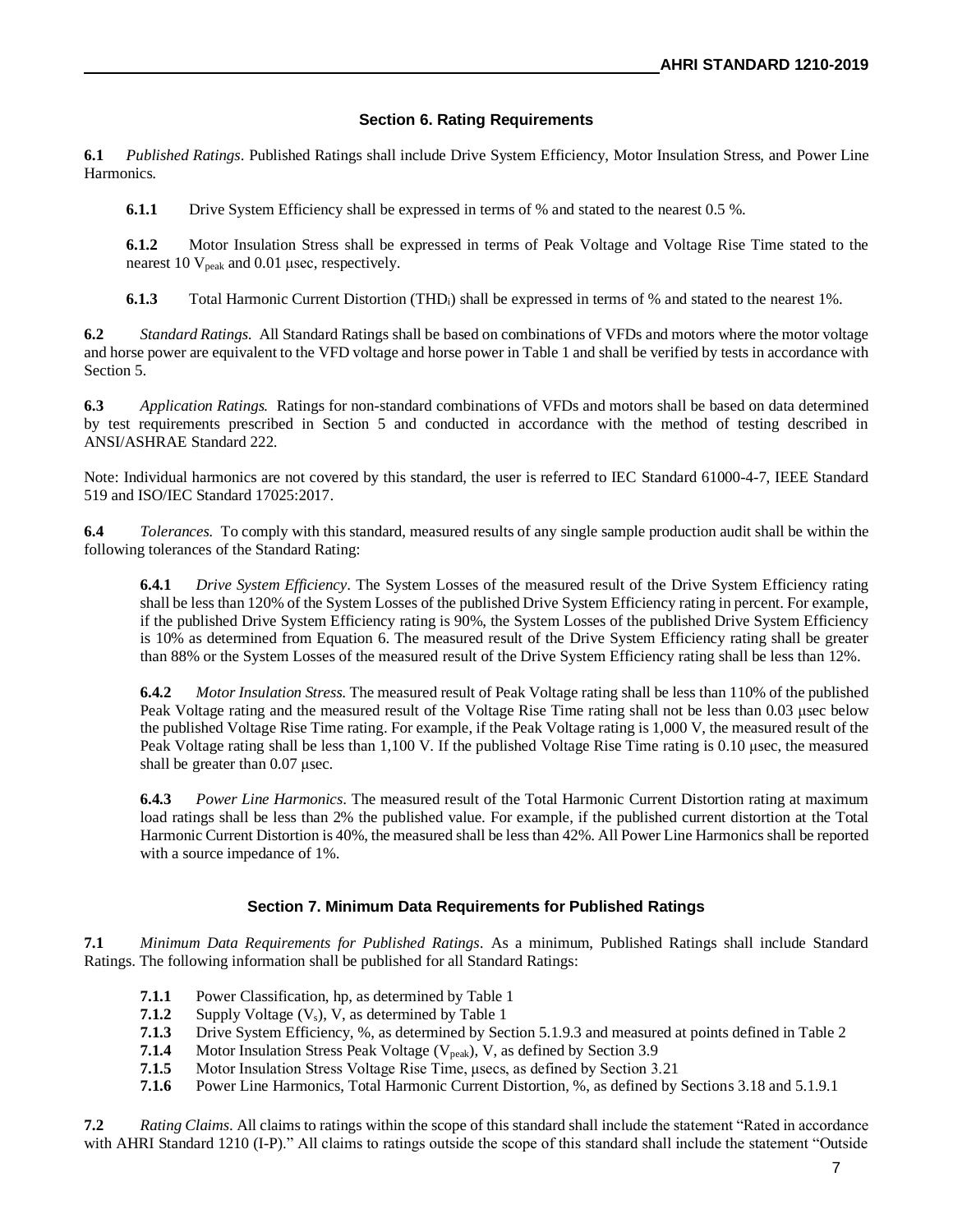## Section 6. Rating Requirements

**6.1** *Published Ratings*. Published Ratings shall include Drive System Efficiency, Motor Insulation Stress, and Power Line Harmonics.

**6.1.1** Drive System Efficiency shall be expressed in terms of % and stated to the nearest 0.5 %.

**6.1.2** Motor Insulation Stress shall be expressed in terms of Peak Voltage and Voltage Rise Time stated to the nearest 10 $V_{peak}$ and 0.01 µsec, respectively.

**6.1.3** Total Harmonic Current Distortion ($THD_i$) shall be expressed in terms of % and stated to the nearest 1%.

**6.2** *Standard Ratings.* All Standard Ratings shall be based on combinations of VFDs and motors where the motor voltage and horse power are equivalent to the VFD voltage and horse power in Table 1 and shall be verified by tests in accordance with Section 5.

**6.3** *Application Ratings.* Ratings for non-standard combinations of VFDs and motors shall be based on data determined by test requirements prescribed in Section 5 and conducted in accordance with the method of testing described in ANSI/ASHRAE Standard 222.

Note: Individual harmonics are not covered by this standard, the user is referred to IEC Standard 61000-4-7, IEEE Standard 519 and ISO/IEC Standard 17025:2017.

**6.4** *Tolerances.* To comply with this standard, measured results of any single sample production audit shall be within the following tolerances of the Standard Rating:

**6.4.1** *Drive System Efficiency*. The System Losses of the measured result of the Drive System Efficiency rating shall be less than 120% of the System Losses of the published Drive System Efficiency rating in percent. For example, if the published Drive System Efficiency rating is 90%, the System Losses of the published Drive System Efficiency is 10% as determined from Equation 6. The measured result of the Drive System Efficiency rating shall be greater than 88% or the System Losses of the measured result of the Drive System Efficiency rating shall be less than 12%.

**6.4.2** *Motor Insulation Stress.* The measured result of Peak Voltage rating shall be less than 110% of the published Peak Voltage rating and the measured result of the Voltage Rise Time rating shall not be less than 0.03 µsec below the published Voltage Rise Time rating. For example, if the Peak Voltage rating is 1,000 V, the measured result of the Peak Voltage rating shall be less than 1,100 V. If the published Voltage Rise Time rating is 0.10 µsec, the measured shall be greater than 0.07 µsec.

**6.4.3** *Power Line Harmonics*. The measured result of the Total Harmonic Current Distortion rating at maximum load ratings shall be less than 2% the published value. For example, if the published current distortion at the Total Harmonic Current Distortion is 40%, the measured shall be less than 42%. All Power Line Harmonics shall be reported with a source impedance of 1%.

## Section 7. Minimum Data Requirements for Published Ratings

**7.1** *Minimum Data Requirements for Published Ratings*. As a minimum, Published Ratings shall include Standard Ratings. The following information shall be published for all Standard Ratings:

**7.1.1** Power Classification, hp, as determined by Table 1
**7.1.2** Supply Voltage ($V_s$), V, as determined by Table 1
**7.1.3** Drive System Efficiency, %, as determined by Section 5.1.9.3 and measured at points defined in Table 2
**7.1.4** Motor Insulation Stress Peak Voltage ($V_{peak}$), V, as defined by Section 3.9
**7.1.5** Motor Insulation Stress Voltage Rise Time, µsecs, as defined by Section 3.21
**7.1.6** Power Line Harmonics, Total Harmonic Current Distortion, %, as defined by Sections 3.18 and 5.1.9.1

**7.2** *Rating Claims*. All claims to ratings within the scope of this standard shall include the statement "Rated in accordance with AHRI Standard 1210 (I-P)." All claims to ratings outside the scope of this standard shall include the statement "Outside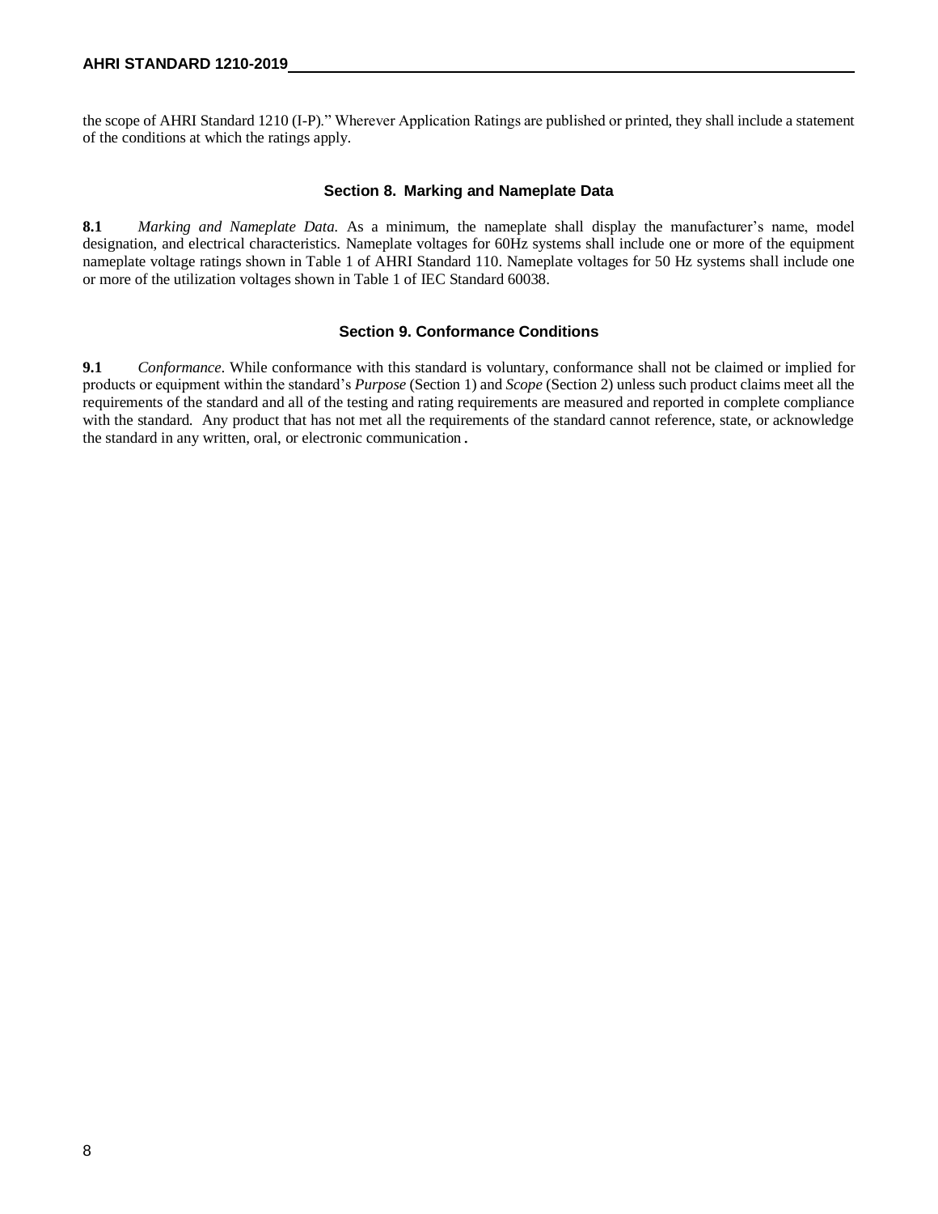the scope of AHRI Standard 1210 (I-P)." Wherever Application Ratings are published or printed, they shall include a statement of the conditions at which the ratings apply.

## Section 8. Marking and Nameplate Data

**8.1** *Marking and Nameplate Data.* As a minimum, the nameplate shall display the manufacturer's name, model designation, and electrical characteristics. Nameplate voltages for 60Hz systems shall include one or more of the equipment nameplate voltage ratings shown in Table 1 of AHRI Standard 110. Nameplate voltages for 50 Hz systems shall include one or more of the utilization voltages shown in Table 1 of IEC Standard 60038.

## Section 9. Conformance Conditions

**9.1** *Conformance*. While conformance with this standard is voluntary, conformance shall not be claimed or implied for products or equipment within the standard's *Purpose* (Section 1) and *Scope* (Section 2) unless such product claims meet all the requirements of the standard and all of the testing and rating requirements are measured and reported in complete compliance with the standard. Any product that has not met all the requirements of the standard cannot reference, state, or acknowledge the standard in any written, oral, or electronic communication.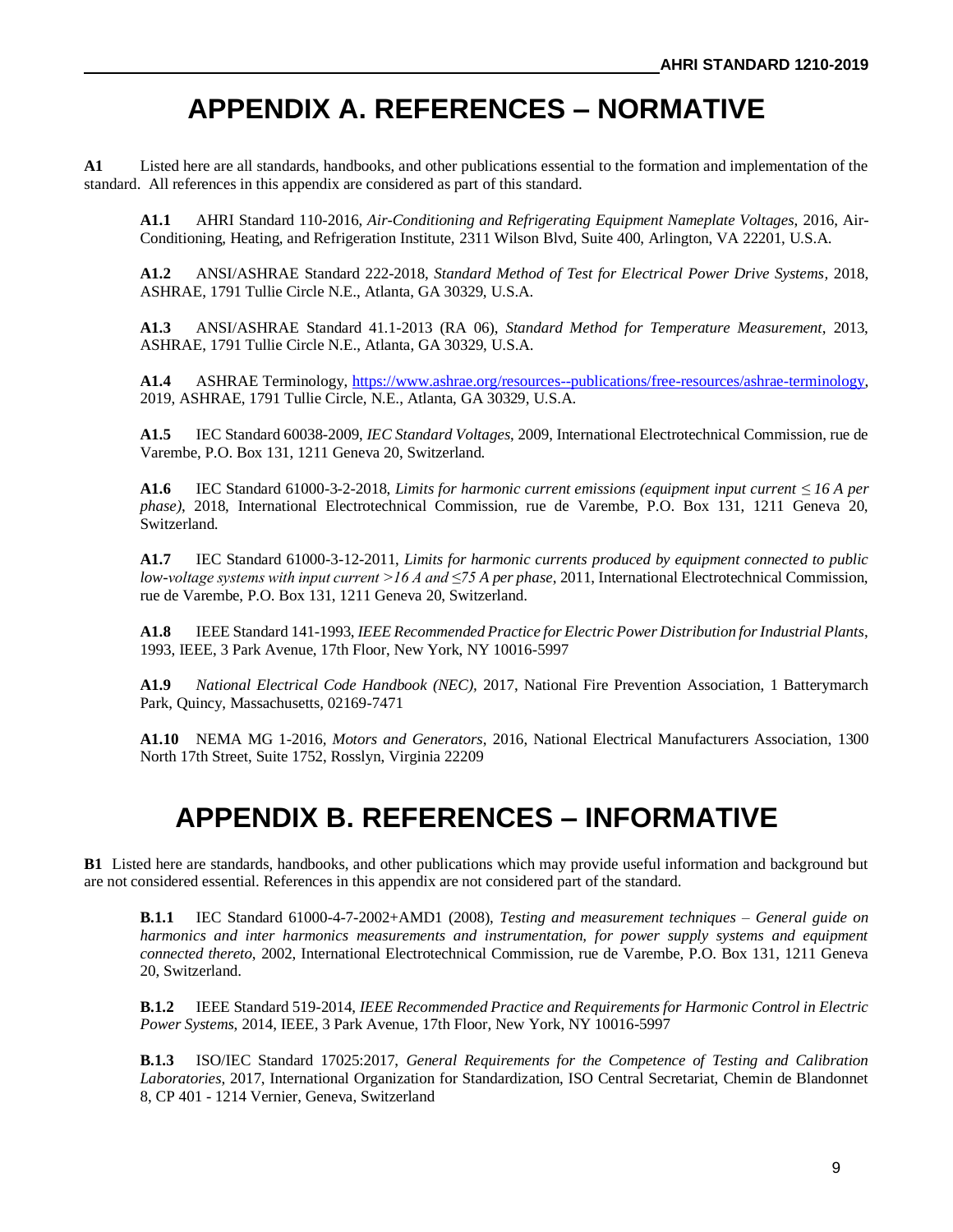# APPENDIX A. REFERENCES – NORMATIVE

**A1** Listed here are all standards, handbooks, and other publications essential to the formation and implementation of the standard. All references in this appendix are considered as part of this standard.

**A1.1** AHRI Standard 110-2016, *Air-Conditioning and Refrigerating Equipment Nameplate Voltages*, 2016, Air-Conditioning, Heating, and Refrigeration Institute, 2311 Wilson Blvd, Suite 400, Arlington, VA 22201, U.S.A.

**A1.2** ANSI/ASHRAE Standard 222-2018, *Standard Method of Test for Electrical Power Drive Systems*, 2018, ASHRAE, 1791 Tullie Circle N.E., Atlanta, GA 30329, U.S.A.

**A1.3** ANSI/ASHRAE Standard 41.1-2013 (RA 06), *Standard Method for Temperature Measurement*, 2013, ASHRAE, 1791 Tullie Circle N.E., Atlanta, GA 30329, U.S.A.

**A1.4** ASHRAE Terminology, https://www.ashrae.org/resources--publications/free-resources/ashrae-terminology, 2019, ASHRAE, 1791 Tullie Circle, N.E., Atlanta, GA 30329, U.S.A.

**A1.5** IEC Standard 60038-2009, *IEC Standard Voltages*, 2009, International Electrotechnical Commission, rue de Varembe, P.O. Box 131, 1211 Geneva 20, Switzerland.

**A1.6** IEC Standard 61000-3-2-2018, *Limits for harmonic current emissions (equipment input current ≤ 16 A per phase)*, 2018, International Electrotechnical Commission, rue de Varembe, P.O. Box 131, 1211 Geneva 20, Switzerland.

**A1.7** IEC Standard 61000-3-12-2011, *Limits for harmonic currents produced by equipment connected to public low-voltage systems with input current >16 A and ≤75 A per phase*, 2011, International Electrotechnical Commission, rue de Varembe, P.O. Box 131, 1211 Geneva 20, Switzerland.

**A1.8** IEEE Standard 141-1993, *IEEE Recommended Practice for Electric Power Distribution for Industrial Plants*, 1993, IEEE, 3 Park Avenue, 17th Floor, New York, NY 10016-5997

**A1.9** *National Electrical Code Handbook (NEC)*, 2017, National Fire Prevention Association, 1 Batterymarch Park, Quincy, Massachusetts, 02169-7471

**A1.10** NEMA MG 1-2016, *Motors and Generators*, 2016, National Electrical Manufacturers Association, 1300 North 17th Street, Suite 1752, Rosslyn, Virginia 22209

# APPENDIX B. REFERENCES – INFORMATIVE

**B1** Listed here are standards, handbooks, and other publications which may provide useful information and background but are not considered essential. References in this appendix are not considered part of the standard.

**B.1.1** IEC Standard 61000-4-7-2002+AMD1 (2008), *Testing and measurement techniques – General guide on harmonics and inter harmonics measurements and instrumentation, for power supply systems and equipment connected thereto*, 2002, International Electrotechnical Commission, rue de Varembe, P.O. Box 131, 1211 Geneva 20, Switzerland.

**B.1.2** IEEE Standard 519-2014, *IEEE Recommended Practice and Requirements for Harmonic Control in Electric Power Systems*, 2014, IEEE, 3 Park Avenue, 17th Floor, New York, NY 10016-5997

**B.1.3** ISO/IEC Standard 17025:2017, *General Requirements for the Competence of Testing and Calibration Laboratories*, 2017, International Organization for Standardization, ISO Central Secretariat, Chemin de Blandonnet 8, CP 401 - 1214 Vernier, Geneva, Switzerland